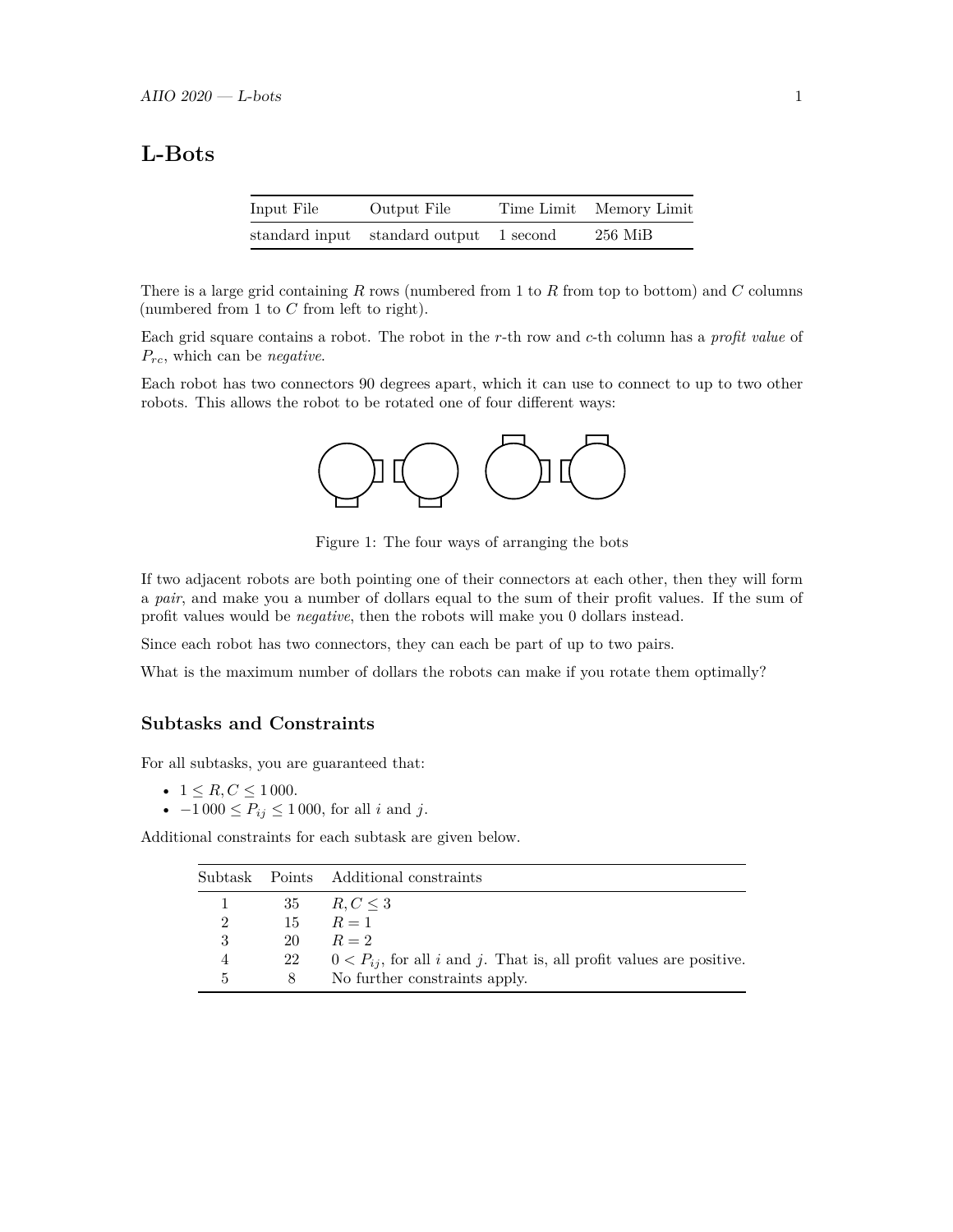# L-Bots

| Input File | Output File | Time Limit | Memory Limit |
|---|---|---|---|
| standard input | standard output | 1 second | 256 MiB |

There is a large grid containing $R$ rows (numbered from 1 to $R$ from top to bottom) and $C$ columns (numbered from 1 to $C$ from left to right).

Each grid square contains a robot. The robot in the $r$-th row and $c$-th column has a *profit value* of $P_{rc}$, which can be *negative*.

Each robot has two connectors 90 degrees apart, which it can use to connect to up to two other robots. This allows the robot to be rotated one of four different ways:

Figure 1: The four ways of arranging the bots

If two adjacent robots are both pointing one of their connectors at each other, then they will form a *pair*, and make you a number of dollars equal to the sum of their profit values. If the sum of profit values would be *negative*, then the robots will make you 0 dollars instead.

Since each robot has two connectors, they can each be part of up to two pairs.

What is the maximum number of dollars the robots can make if you rotate them optimally?

## Subtasks and Constraints

For all subtasks, you are guaranteed that:

- $1 \le R, C \le 1\,000$.
- $-1\,000 \le P_{ij} \le 1\,000$, for all $i$ and $j$.

Additional constraints for each subtask are given below.

| Subtask | Points | Additional constraints |
|---|---|---|
| 1 | 35 | $R, C \le 3$ |
| 2 | 15 | $R = 1$ |
| 3 | 20 | $R = 2$ |
| 4 | 22 | $0 < P_{ij}$, for all $i$ and $j$. That is, all profit values are positive. |
| 5 | 8 | No further constraints apply. |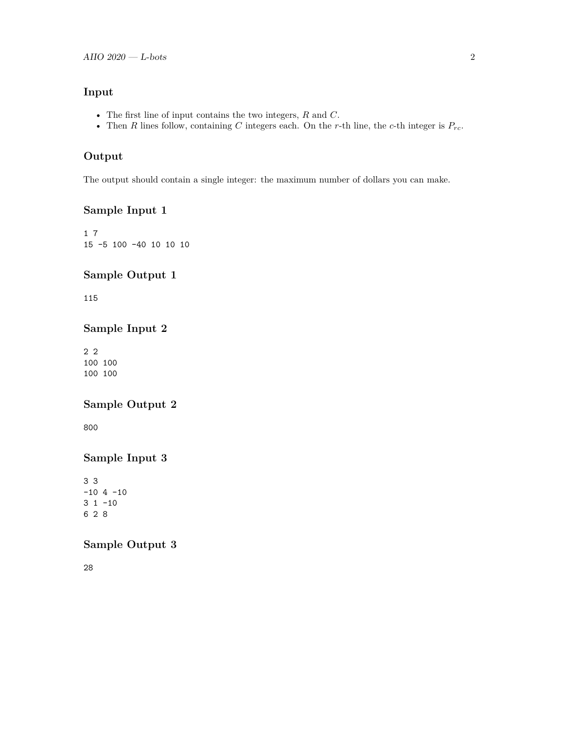## Input

- The first line of input contains the two integers, $R$ and $C$.
- Then $R$ lines follow, containing $C$ integers each. On the $r$-th line, the $c$-th integer is $P_{rc}$.

## Output

The output should contain a single integer: the maximum number of dollars you can make.

## Sample Input 1

```
1 7
15 -5 100 -40 10 10 10
```

## Sample Output 1

```
115
```

## Sample Input 2

```
2 2
100 100
100 100
```

## Sample Output 2

```
800
```

## Sample Input 3

```
3 3
-10 4 -10
3 1 -10
6 2 8
```

## Sample Output 3

```
28
```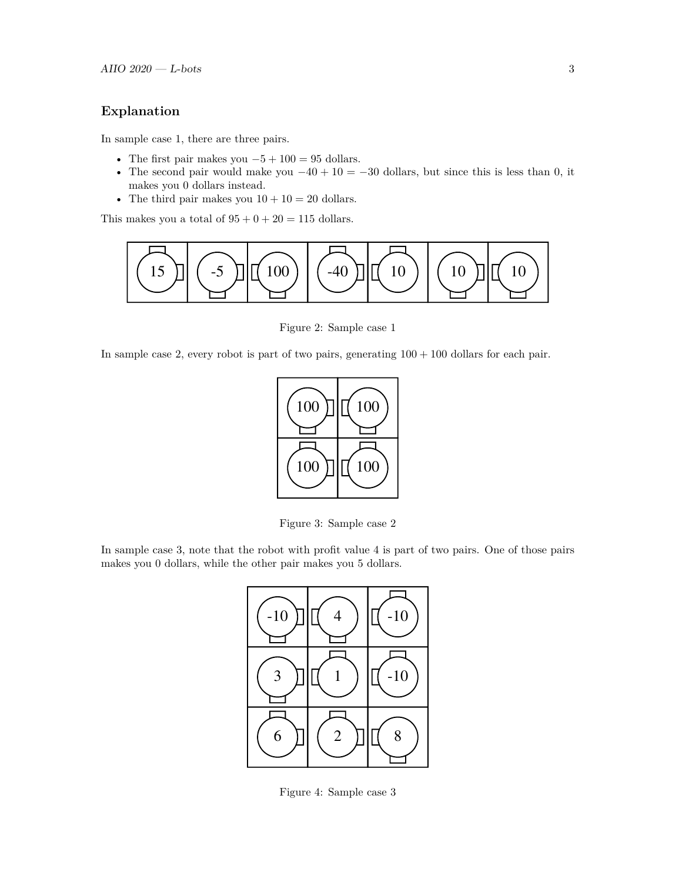## Explanation

In sample case 1, there are three pairs.

- The first pair makes you $-5 + 100 = 95$ dollars.
- The second pair would make you $-40 + 10 = -30$ dollars, but since this is less than 0, it makes you 0 dollars instead.
- The third pair makes you $10 + 10 = 20$ dollars.

This makes you a total of $95 + 0 + 20 = 115$ dollars.

15
-5
100
-40
10
10
10

Figure 2: Sample case 1

In sample case 2, every robot is part of two pairs, generating $100 + 100$ dollars for each pair.

100
100
100
100

Figure 3: Sample case 2

In sample case 3, note that the robot with profit value 4 is part of two pairs. One of those pairs makes you 0 dollars, while the other pair makes you 5 dollars.

-10
4
-10
3
1
-10
6
2
8

Figure 4: Sample case 3